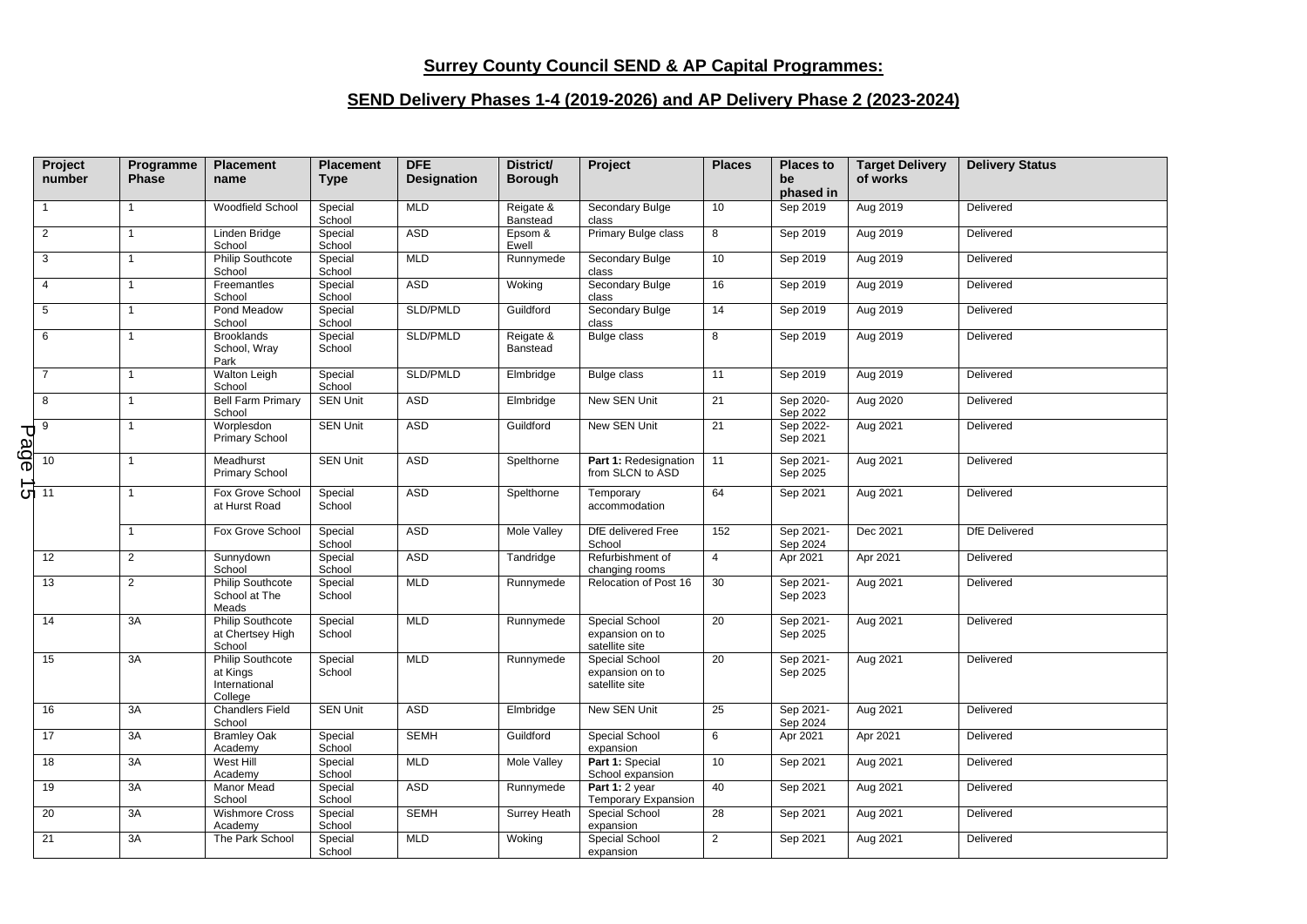# Surrey County Council SEND & AP Capital Programmes:

## SEND Delivery Phases 1-4 (2019-2026) and AP Delivery Phase 2 (2023-2024)

| Project number | Programme Phase | Placement name | Placement Type | DFE Designation | District/ Borough | Project | Places | Places to be phased in | Target Delivery of works | Delivery Status |
|---|---|---|---|---|---|---|---|---|---|---|
| 1 | 1 | Woodfield School | Special School | MLD | Reigate & Banstead | Secondary Bulge class | 10 | Sep 2019 | Aug 2019 | Delivered |
| 2 | 1 | Linden Bridge School | Special School | ASD | Epsom & Ewell | Primary Bulge class | 8 | Sep 2019 | Aug 2019 | Delivered |
| 3 | 1 | Philip Southcote School | Special School | MLD | Runnymede | Secondary Bulge class | 10 | Sep 2019 | Aug 2019 | Delivered |
| 4 | 1 | Freemantles School | Special School | ASD | Woking | Secondary Bulge class | 16 | Sep 2019 | Aug 2019 | Delivered |
| 5 | 1 | Pond Meadow School | Special School | SLD/PMLD | Guildford | Secondary Bulge class | 14 | Sep 2019 | Aug 2019 | Delivered |
| 6 | 1 | Brooklands School, Wray Park | Special School | SLD/PMLD | Reigate & Banstead | Bulge class | 8 | Sep 2019 | Aug 2019 | Delivered |
| 7 | 1 | Walton Leigh School | Special School | SLD/PMLD | Elmbridge | Bulge class | 11 | Sep 2019 | Aug 2019 | Delivered |
| 8 | 1 | Bell Farm Primary School | SEN Unit | ASD | Elmbridge | New SEN Unit | 21 | Sep 2020-Sep 2022 | Aug 2020 | Delivered |
| 9 | 1 | Worplesdon Primary School | SEN Unit | ASD | Guildford | New SEN Unit | 21 | Sep 2022-Sep 2021 | Aug 2021 | Delivered |
| 10 | 1 | Meadhurst Primary School | SEN Unit | ASD | Spelthorne | **Part 1:** Redesignation from SLCN to ASD | 11 | Sep 2021-Sep 2025 | Aug 2021 | Delivered |
| 11 | 1 | Fox Grove School at Hurst Road | Special School | ASD | Spelthorne | Temporary accommodation | 64 | Sep 2021 | Aug 2021 | Delivered |
| | 1 | Fox Grove School | Special School | ASD | Mole Valley | DfE delivered Free School | 152 | Sep 2021-Sep 2024 | Dec 2021 | DfE Delivered |
| 12 | 2 | Sunnydown School | Special School | ASD | Tandridge | Refurbishment of changing rooms | 4 | Apr 2021 | Apr 2021 | Delivered |
| 13 | 2 | Philip Southcote School at The Meads | Special School | MLD | Runnymede | Relocation of Post 16 | 30 | Sep 2021-Sep 2023 | Aug 2021 | Delivered |
| 14 | 3A | Philip Southcote at Chertsey High School | Special School | MLD | Runnymede | Special School expansion on to satellite site | 20 | Sep 2021-Sep 2025 | Aug 2021 | Delivered |
| 15 | 3A | Philip Southcote at Kings International College | Special School | MLD | Runnymede | Special School expansion on to satellite site | 20 | Sep 2021-Sep 2025 | Aug 2021 | Delivered |
| 16 | 3A | Chandlers Field School | SEN Unit | ASD | Elmbridge | New SEN Unit | 25 | Sep 2021-Sep 2024 | Aug 2021 | Delivered |
| 17 | 3A | Bramley Oak Academy | Special School | SEMH | Guildford | Special School expansion | 6 | Apr 2021 | Apr 2021 | Delivered |
| 18 | 3A | West Hill Academy | Special School | MLD | Mole Valley | **Part 1:** Special School expansion | 10 | Sep 2021 | Aug 2021 | Delivered |
| 19 | 3A | Manor Mead School | Special School | ASD | Runnymede | **Part 1:** 2 year Temporary Expansion | 40 | Sep 2021 | Aug 2021 | Delivered |
| 20 | 3A | Wishmore Cross Academy | Special School | SEMH | Surrey Heath | Special School expansion | 28 | Sep 2021 | Aug 2021 | Delivered |
| 21 | 3A | The Park School | Special School | MLD | Woking | Special School expansion | 2 | Sep 2021 | Aug 2021 | Delivered |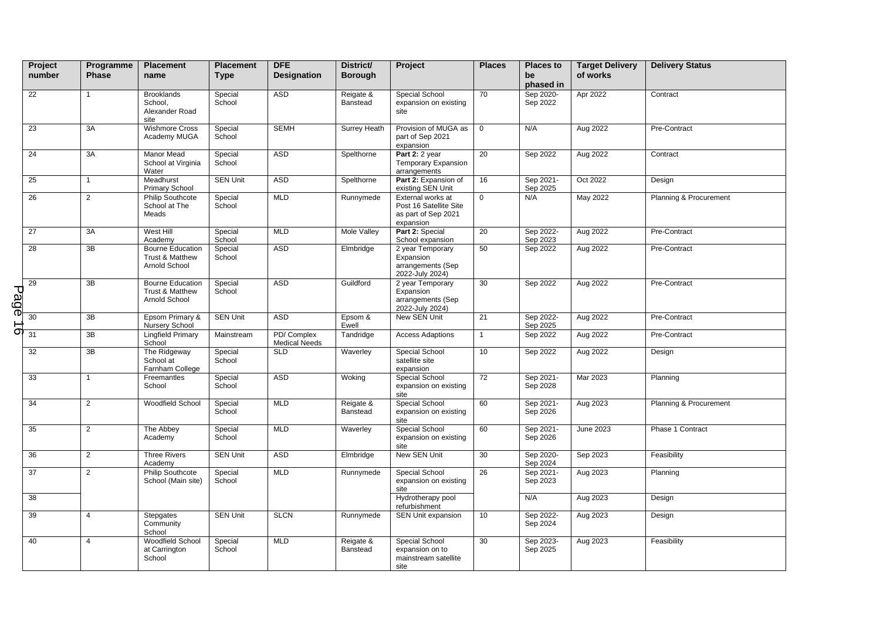| Project number | Programme Phase | Placement name | Placement Type | DFE Designation | District/ Borough | Project | Places | Places to be phased in | Target Delivery of works | Delivery Status |
|---|---|---|---|---|---|---|---|---|---|---|
| 22 | 1 | Brooklands School, Alexander Road site | Special School | ASD | Reigate & Banstead | Special School expansion on existing site | 70 | Sep 2020-Sep 2022 | Apr 2022 | Contract |
| 23 | 3A | Wishmore Cross Academy MUGA | Special School | SEMH | Surrey Heath | Provision of MUGA as part of Sep 2021 expansion | 0 | N/A | Aug 2022 | Pre-Contract |
| 24 | 3A | Manor Mead School at Virginia Water | Special School | ASD | Spelthorne | **Part 2:** 2 year Temporary Expansion arrangements | 20 | Sep 2022 | Aug 2022 | Contract |
| 25 | 1 | Meadhurst Primary School | SEN Unit | ASD | Spelthorne | **Part 2:** Expansion of existing SEN Unit | 16 | Sep 2021-Sep 2025 | Oct 2022 | Design |
| 26 | 2 | Philip Southcote School at The Meads | Special School | MLD | Runnymede | External works at Post 16 Satellite Site as part of Sep 2021 expansion | 0 | N/A | May 2022 | Planning & Procurement |
| 27 | 3A | West Hill Academy | Special School | MLD | Mole Valley | **Part 2:** Special School expansion | 20 | Sep 2022-Sep 2023 | Aug 2022 | Pre-Contract |
| 28 | 3B | Bourne Education Trust & Matthew Arnold School | Special School | ASD | Elmbridge | 2 year Temporary Expansion arrangements (Sep 2022-July 2024) | 50 | Sep 2022 | Aug 2022 | Pre-Contract |
| 29 | 3B | Bourne Education Trust & Matthew Arnold School | Special School | ASD | Guildford | 2 year Temporary Expansion arrangements (Sep 2022-July 2024) | 30 | Sep 2022 | Aug 2022 | Pre-Contract |
| 30 | 3B | Epsom Primary & Nursery School | SEN Unit | ASD | Epsom & Ewell | New SEN Unit | 21 | Sep 2022-Sep 2025 | Aug 2022 | Pre-Contract |
| 31 | 3B | Lingfield Primary School | Mainstream | PD/ Complex Medical Needs | Tandridge | Access Adaptions | 1 | Sep 2022 | Aug 2022 | Pre-Contract |
| 32 | 3B | The Ridgeway School at Farnham College | Special School | SLD | Waverley | Special School satellite site expansion | 10 | Sep 2022 | Aug 2022 | Design |
| 33 | 1 | Freemantles School | Special School | ASD | Woking | Special School expansion on existing site | 72 | Sep 2021-Sep 2028 | Mar 2023 | Planning |
| 34 | 2 | Woodfield School | Special School | MLD | Reigate & Banstead | Special School expansion on existing site | 60 | Sep 2021-Sep 2026 | Aug 2023 | Planning & Procurement |
| 35 | 2 | The Abbey Academy | Special School | MLD | Waverley | Special School expansion on existing site | 60 | Sep 2021-Sep 2026 | June 2023 | Phase 1 Contract |
| 36 | 2 | Three Rivers Academy | SEN Unit | ASD | Elmbridge | New SEN Unit | 30 | Sep 2020-Sep 2024 | Sep 2023 | Feasibility |
| 37 | 2 | Philip Southcote School (Main site) | Special School | MLD | Runnymede | Special School expansion on existing site | 26 | Sep 2021-Sep 2023 | Aug 2023 | Planning |
| 38 | | | | | | Hydrotherapy pool refurbishment | | N/A | Aug 2023 | Design |
| 39 | 4 | Stepgates Community School | SEN Unit | SLCN | Runnymede | SEN Unit expansion | 10 | Sep 2022-Sep 2024 | Aug 2023 | Design |
| 40 | 4 | Woodfield School at Carrington School | Special School | MLD | Reigate & Banstead | Special School expansion on to mainstream satellite site | 30 | Sep 2023-Sep 2025 | Aug 2023 | Feasibility |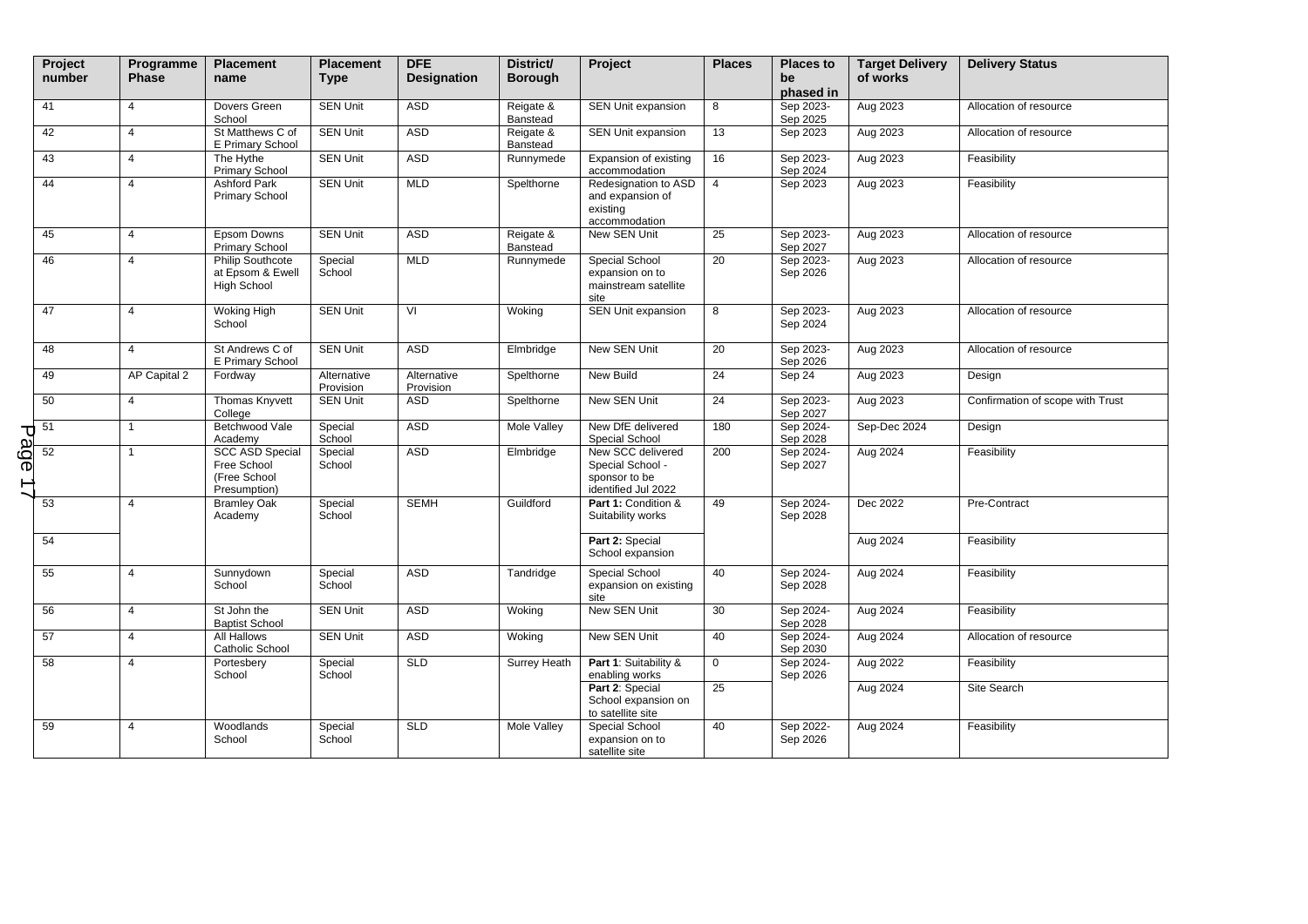| Project number | Programme Phase | Placement name | Placement Type | DFE Designation | District/ Borough | Project | Places | Places to be phased in | Target Delivery of works | Delivery Status |
|---|---|---|---|---|---|---|---|---|---|---|
| 41 | 4 | Dovers Green School | SEN Unit | ASD | Reigate & Banstead | SEN Unit expansion | 8 | Sep 2023-Sep 2025 | Aug 2023 | Allocation of resource |
| 42 | 4 | St Matthews C of E Primary School | SEN Unit | ASD | Reigate & Banstead | SEN Unit expansion | 13 | Sep 2023 | Aug 2023 | Allocation of resource |
| 43 | 4 | The Hythe Primary School | SEN Unit | ASD | Runnymede | Expansion of existing accommodation | 16 | Sep 2023-Sep 2024 | Aug 2023 | Feasibility |
| 44 | 4 | Ashford Park Primary School | SEN Unit | MLD | Spelthorne | Redesignation to ASD and expansion of existing accommodation | 4 | Sep 2023 | Aug 2023 | Feasibility |
| 45 | 4 | Epsom Downs Primary School | SEN Unit | ASD | Reigate & Banstead | New SEN Unit | 25 | Sep 2023-Sep 2027 | Aug 2023 | Allocation of resource |
| 46 | 4 | Philip Southcote at Epsom & Ewell High School | Special School | MLD | Runnymede | Special School expansion on to mainstream satellite site | 20 | Sep 2023-Sep 2026 | Aug 2023 | Allocation of resource |
| 47 | 4 | Woking High School | SEN Unit | VI | Woking | SEN Unit expansion | 8 | Sep 2023-Sep 2024 | Aug 2023 | Allocation of resource |
| 48 | 4 | St Andrews C of E Primary School | SEN Unit | ASD | Elmbridge | New SEN Unit | 20 | Sep 2023-Sep 2026 | Aug 2023 | Allocation of resource |
| 49 | AP Capital 2 | Fordway | Alternative Provision | Alternative Provision | Spelthorne | New Build | 24 | Sep 24 | Aug 2023 | Design |
| 50 | 4 | Thomas Knyvett College | SEN Unit | ASD | Spelthorne | New SEN Unit | 24 | Sep 2023-Sep 2027 | Aug 2023 | Confirmation of scope with Trust |
| 51 | 1 | Betchwood Vale Academy | Special School | ASD | Mole Valley | New DfE delivered Special School | 180 | Sep 2024-Sep 2028 | Sep-Dec 2024 | Design |
| 52 | 1 | SCC ASD Special Free School (Free School Presumption) | Special School | ASD | Elmbridge | New SCC delivered Special School - sponsor to be identified Jul 2022 | 200 | Sep 2024-Sep 2027 | Aug 2024 | Feasibility |
| 53 | 4 | Bramley Oak Academy | Special School | SEMH | Guildford | **Part 1:** Condition & Suitability works | 49 | Sep 2024-Sep 2028 | Dec 2022 | Pre-Contract |
| 54 | | | | | | **Part 2:** Special School expansion | | | Aug 2024 | Feasibility |
| 55 | 4 | Sunnydown School | Special School | ASD | Tandridge | Special School expansion on existing site | 40 | Sep 2024-Sep 2028 | Aug 2024 | Feasibility |
| 56 | 4 | St John the Baptist School | SEN Unit | ASD | Woking | New SEN Unit | 30 | Sep 2024-Sep 2028 | Aug 2024 | Feasibility |
| 57 | 4 | All Hallows Catholic School | SEN Unit | ASD | Woking | New SEN Unit | 40 | Sep 2024-Sep 2030 | Aug 2024 | Allocation of resource |
| 58 | 4 | Portesbery School | Special School | SLD | Surrey Heath | **Part 1**: Suitability & enabling works | 0 | Sep 2024-Sep 2026 | Aug 2022 | Feasibility |
| | | | | | | **Part 2**: Special School expansion on to satellite site | 25 | | Aug 2024 | Site Search |
| 59 | 4 | Woodlands School | Special School | SLD | Mole Valley | Special School expansion on to satellite site | 40 | Sep 2022-Sep 2026 | Aug 2024 | Feasibility |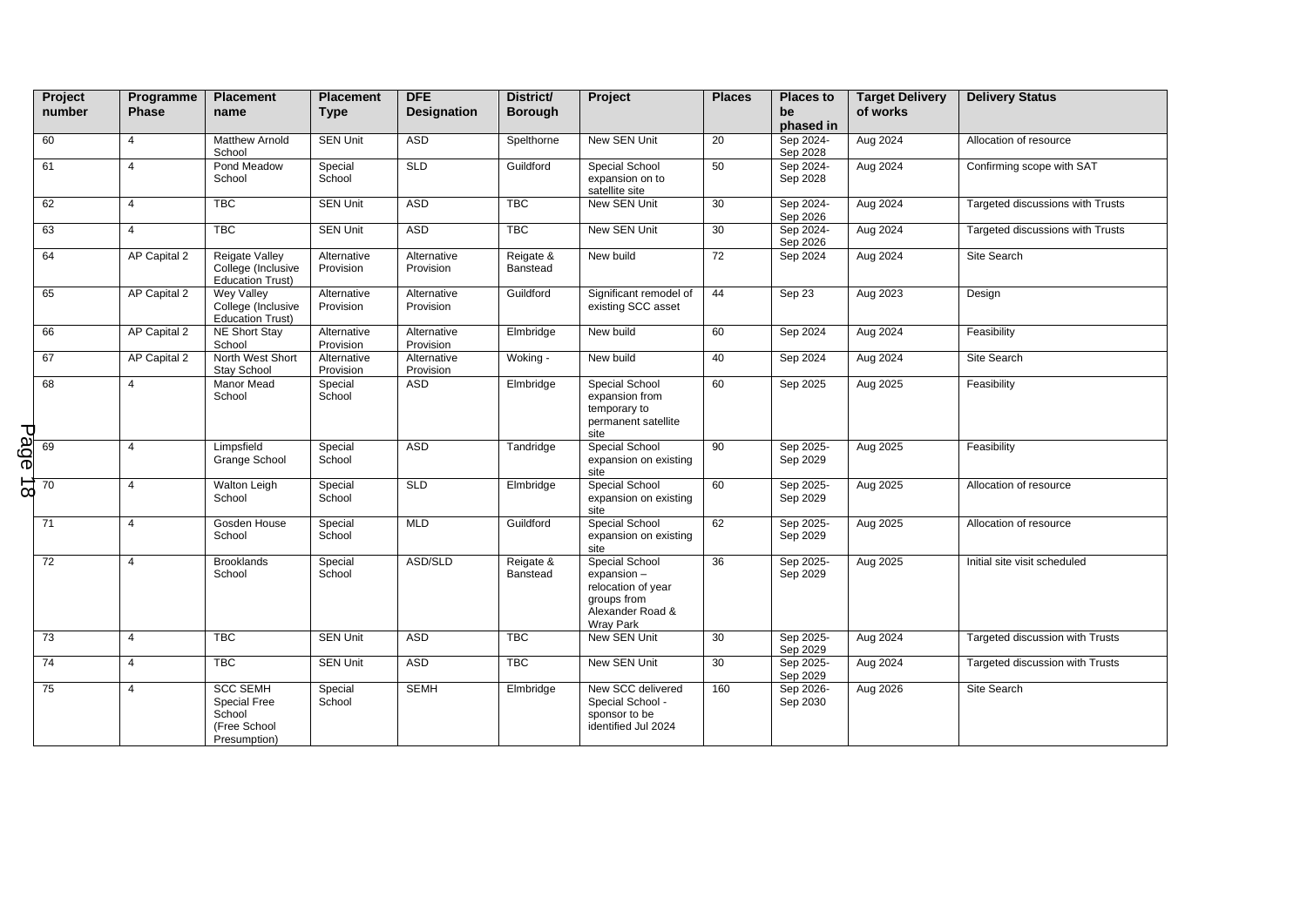| Project number | Programme Phase | Placement name | Placement Type | DFE Designation | District/ Borough | Project | Places | Places to be phased in | Target Delivery of works | Delivery Status |
|---|---|---|---|---|---|---|---|---|---|---|
| 60 | 4 | Matthew Arnold School | SEN Unit | ASD | Spelthorne | New SEN Unit | 20 | Sep 2024- Sep 2028 | Aug 2024 | Allocation of resource |
| 61 | 4 | Pond Meadow School | Special School | SLD | Guildford | Special School expansion on to satellite site | 50 | Sep 2024- Sep 2028 | Aug 2024 | Confirming scope with SAT |
| 62 | 4 | TBC | SEN Unit | ASD | TBC | New SEN Unit | 30 | Sep 2024- Sep 2026 | Aug 2024 | Targeted discussions with Trusts |
| 63 | 4 | TBC | SEN Unit | ASD | TBC | New SEN Unit | 30 | Sep 2024- Sep 2026 | Aug 2024 | Targeted discussions with Trusts |
| 64 | AP Capital 2 | Reigate Valley College (Inclusive Education Trust) | Alternative Provision | Alternative Provision | Reigate & Banstead | New build | 72 | Sep 2024 | Aug 2024 | Site Search |
| 65 | AP Capital 2 | Wey Valley College (Inclusive Education Trust) | Alternative Provision | Alternative Provision | Guildford | Significant remodel of existing SCC asset | 44 | Sep 23 | Aug 2023 | Design |
| 66 | AP Capital 2 | NE Short Stay School | Alternative Provision | Alternative Provision | Elmbridge | New build | 60 | Sep 2024 | Aug 2024 | Feasibility |
| 67 | AP Capital 2 | North West Short Stay School | Alternative Provision | Alternative Provision | Woking - | New build | 40 | Sep 2024 | Aug 2024 | Site Search |
| 68 | 4 | Manor Mead School | Special School | ASD | Elmbridge | Special School expansion from temporary to permanent satellite site | 60 | Sep 2025 | Aug 2025 | Feasibility |
| 69 | 4 | Limpsfield Grange School | Special School | ASD | Tandridge | Special School expansion on existing site | 90 | Sep 2025- Sep 2029 | Aug 2025 | Feasibility |
| 70 | 4 | Walton Leigh School | Special School | SLD | Elmbridge | Special School expansion on existing site | 60 | Sep 2025- Sep 2029 | Aug 2025 | Allocation of resource |
| 71 | 4 | Gosden House School | Special School | MLD | Guildford | Special School expansion on existing site | 62 | Sep 2025- Sep 2029 | Aug 2025 | Allocation of resource |
| 72 | 4 | Brooklands School | Special School | ASD/SLD | Reigate & Banstead | Special School expansion – relocation of year groups from Alexander Road & Wray Park | 36 | Sep 2025- Sep 2029 | Aug 2025 | Initial site visit scheduled |
| 73 | 4 | TBC | SEN Unit | ASD | TBC | New SEN Unit | 30 | Sep 2025- Sep 2029 | Aug 2024 | Targeted discussion with Trusts |
| 74 | 4 | TBC | SEN Unit | ASD | TBC | New SEN Unit | 30 | Sep 2025- Sep 2029 | Aug 2024 | Targeted discussion with Trusts |
| 75 | 4 | SCC SEMH Special Free School (Free School Presumption) | Special School | SEMH | Elmbridge | New SCC delivered Special School - sponsor to be identified Jul 2024 | 160 | Sep 2026- Sep 2030 | Aug 2026 | Site Search |